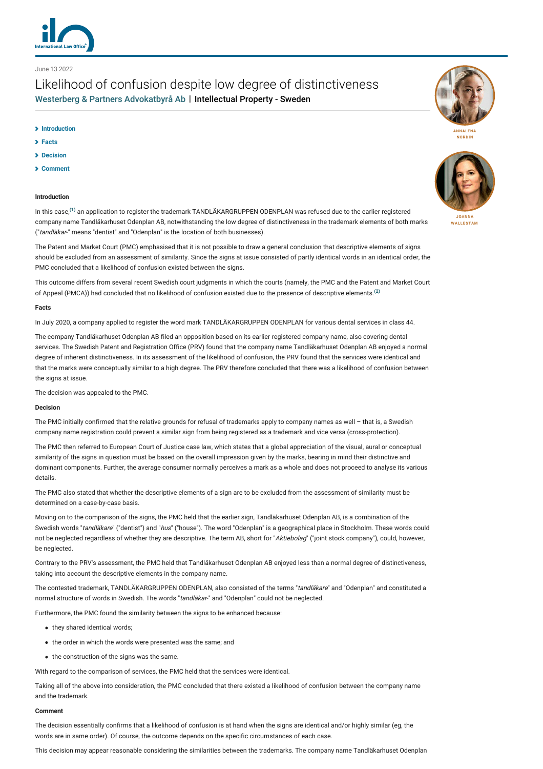June 13 2022

# Likelihood of confusion despite low degree of distinctiveness

**Westerberg & Partners Advokatbyrå Ab | Intellectual Property - Sweden**

ANNALENA NORDIN

JOANNA WALLESTAM

- Introduction
- Facts
- Decision
- Comment

### Introduction

In this case,[1] an application to register the trademark TANDLÄKARGRUPPEN ODENPLAN was refused due to the earlier registered company name Tandläkarhuset Odenplan AB, notwithstanding the low degree of distinctiveness in the trademark elements of both marks ("*tandläkar-*" means "dentist" and "Odenplan" is the location of both businesses).

The Patent and Market Court (PMC) emphasised that it is not possible to draw a general conclusion that descriptive elements of signs should be excluded from an assessment of similarity. Since the signs at issue consisted of partly identical words in an identical order, the PMC concluded that a likelihood of confusion existed between the signs.

This outcome differs from several recent Swedish court judgments in which the courts (namely, the PMC and the Patent and Market Court of Appeal (PMCA)) had concluded that no likelihood of confusion existed due to the presence of descriptive elements.[2]

### Facts

In July 2020, a company applied to register the word mark TANDLÄKARGRUPPEN ODENPLAN for various dental services in class 44.

The company Tandläkarhuset Odenplan AB filed an opposition based on its earlier registered company name, also covering dental services. The Swedish Patent and Registration Office (PRV) found that the company name Tandläkarhuset Odenplan AB enjoyed a normal degree of inherent distinctiveness. In its assessment of the likelihood of confusion, the PRV found that the services were identical and that the marks were conceptually similar to a high degree. The PRV therefore concluded that there was a likelihood of confusion between the signs at issue.

The decision was appealed to the PMC.

### Decision

The PMC initially confirmed that the relative grounds for refusal of trademarks apply to company names as well – that is, a Swedish company name registration could prevent a similar sign from being registered as a trademark and vice versa (cross-protection).

The PMC then referred to European Court of Justice case law, which states that a global appreciation of the visual, aural or conceptual similarity of the signs in question must be based on the overall impression given by the marks, bearing in mind their distinctive and dominant components. Further, the average consumer normally perceives a mark as a whole and does not proceed to analyse its various details.

The PMC also stated that whether the descriptive elements of a sign are to be excluded from the assessment of similarity must be determined on a case-by-case basis.

Moving on to the comparison of the signs, the PMC held that the earlier sign, Tandläkarhuset Odenplan AB, is a combination of the Swedish words "*tandläkare*" ("dentist") and "*hus*" ("house"). The word "Odenplan" is a geographical place in Stockholm. These words could not be neglected regardless of whether they are descriptive. The term AB, short for "*Aktiebolag*" ("joint stock company"), could, however, be neglected.

Contrary to the PRV's assessment, the PMC held that Tandläkarhuset Odenplan AB enjoyed less than a normal degree of distinctiveness, taking into account the descriptive elements in the company name.

The contested trademark, TANDLÄKARGRUPPEN ODENPLAN, also consisted of the terms "*tandläkare*" and "Odenplan" and constituted a normal structure of words in Swedish. The words "*tandläkar-*" and "Odenplan" could not be neglected.

Furthermore, the PMC found the similarity between the signs to be enhanced because:

- they shared identical words;
- the order in which the words were presented was the same; and
- the construction of the signs was the same.

With regard to the comparison of services, the PMC held that the services were identical.

Taking all of the above into consideration, the PMC concluded that there existed a likelihood of confusion between the company name and the trademark.

### Comment

The decision essentially confirms that a likelihood of confusion is at hand when the signs are identical and/or highly similar (eg, the words are in same order). Of course, the outcome depends on the specific circumstances of each case.

This decision may appear reasonable considering the similarities between the trademarks. The company name Tandläkarhuset Odenplan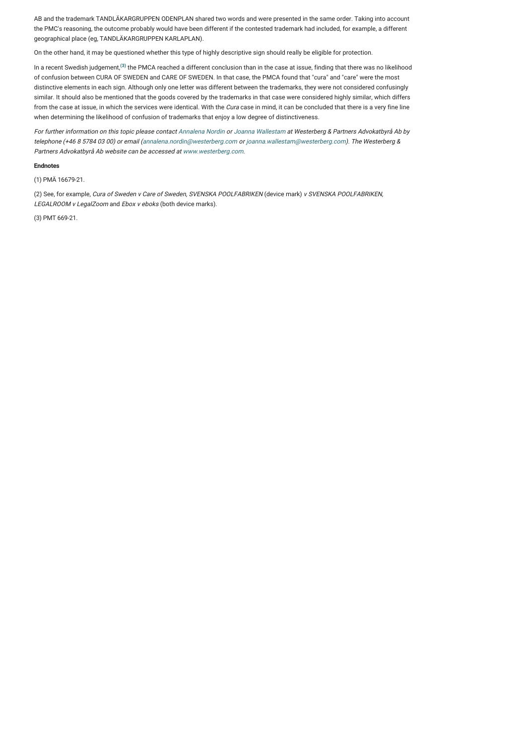AB and the trademark TANDLÄKARGRUPPEN ODENPLAN shared two words and were presented in the same order. Taking into account the PMC's reasoning, the outcome probably would have been different if the contested trademark had included, for example, a different geographical place (eg, TANDLÄKARGRUPPEN KARLAPLAN).

On the other hand, it may be questioned whether this type of highly descriptive sign should really be eligible for protection.

In a recent Swedish judgement,[(3)] the PMCA reached a different conclusion than in the case at issue, finding that there was no likelihood of confusion between CURA OF SWEDEN and CARE OF SWEDEN. In that case, the PMCA found that "cura" and "care" were the most distinctive elements in each sign. Although only one letter was different between the trademarks, they were not considered confusingly similar. It should also be mentioned that the goods covered by the trademarks in that case were considered highly similar, which differs from the case at issue, in which the services were identical. With the *Cura* case in mind, it can be concluded that there is a very fine line when determining the likelihood of confusion of trademarks that enjoy a low degree of distinctiveness.

*For further information on this topic please contact Annalena Nordin or Joanna Wallestam at Westerberg & Partners Advokatbyrå Ab by telephone (+46 8 5784 03 00) or email (annalena.nordin@westerberg.com or joanna.wallestam@westerberg.com). The Westerberg & Partners Advokatbyrå Ab website can be accessed at www.westerberg.com.*

**Endnotes**

(1) PMÄ 16679-21.

(2) See, for example, *Cura of Sweden v Care of Sweden*, *SVENSKA POOLFABRIKEN* (device mark) *v SVENSKA POOLFABRIKEN*, *LEGALROOM v LegalZoom* and *Ebox v eboks* (both device marks).

(3) PMT 669-21.